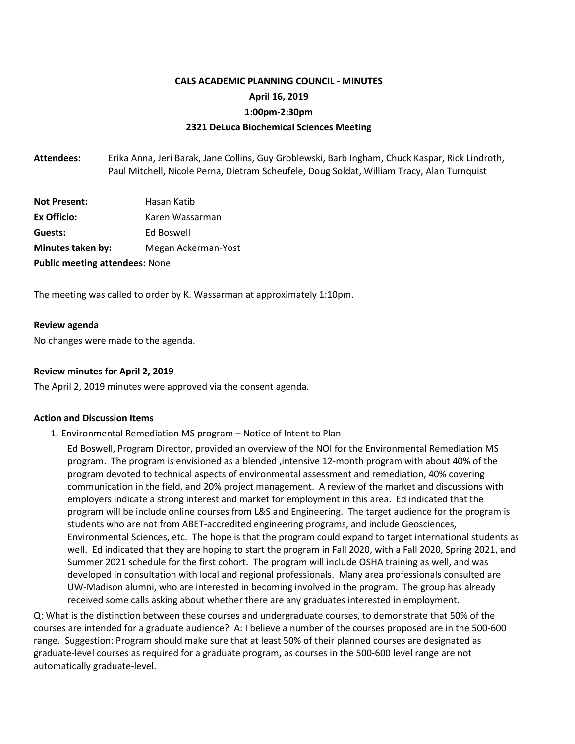**CALS ACADEMIC PLANNING COUNCIL - MINUTES**

**April 16, 2019**

**1:00pm-2:30pm**

**2321 DeLuca Biochemical Sciences Meeting**

**Attendees:** Erika Anna, Jeri Barak, Jane Collins, Guy Groblewski, Barb Ingham, Chuck Kaspar, Rick Lindroth, Paul Mitchell, Nicole Perna, Dietram Scheufele, Doug Soldat, William Tracy, Alan Turnquist

**Not Present:** Hasan Katib

**Ex Officio:** Karen Wassarman

**Guests:** Ed Boswell

**Minutes taken by:** Megan Ackerman-Yost

**Public meeting attendees:** None

The meeting was called to order by K. Wassarman at approximately 1:10pm.

**Review agenda**

No changes were made to the agenda.

**Review minutes for April 2, 2019**

The April 2, 2019 minutes were approved via the consent agenda.

**Action and Discussion Items**

1. Environmental Remediation MS program – Notice of Intent to Plan

   Ed Boswell, Program Director, provided an overview of the NOI for the Environmental Remediation MS program. The program is envisioned as a blended ,intensive 12-month program with about 40% of the program devoted to technical aspects of environmental assessment and remediation, 40% covering communication in the field, and 20% project management. A review of the market and discussions with employers indicate a strong interest and market for employment in this area. Ed indicated that the program will be include online courses from L&S and Engineering. The target audience for the program is students who are not from ABET-accredited engineering programs, and include Geosciences, Environmental Sciences, etc. The hope is that the program could expand to target international students as well. Ed indicated that they are hoping to start the program in Fall 2020, with a Fall 2020, Spring 2021, and Summer 2021 schedule for the first cohort. The program will include OSHA training as well, and was developed in consultation with local and regional professionals. Many area professionals consulted are UW-Madison alumni, who are interested in becoming involved in the program. The group has already received some calls asking about whether there are any graduates interested in employment.

Q: What is the distinction between these courses and undergraduate courses, to demonstrate that 50% of the courses are intended for a graduate audience? A: I believe a number of the courses proposed are in the 500-600 range. Suggestion: Program should make sure that at least 50% of their planned courses are designated as graduate-level courses as required for a graduate program, as courses in the 500-600 level range are not automatically graduate-level.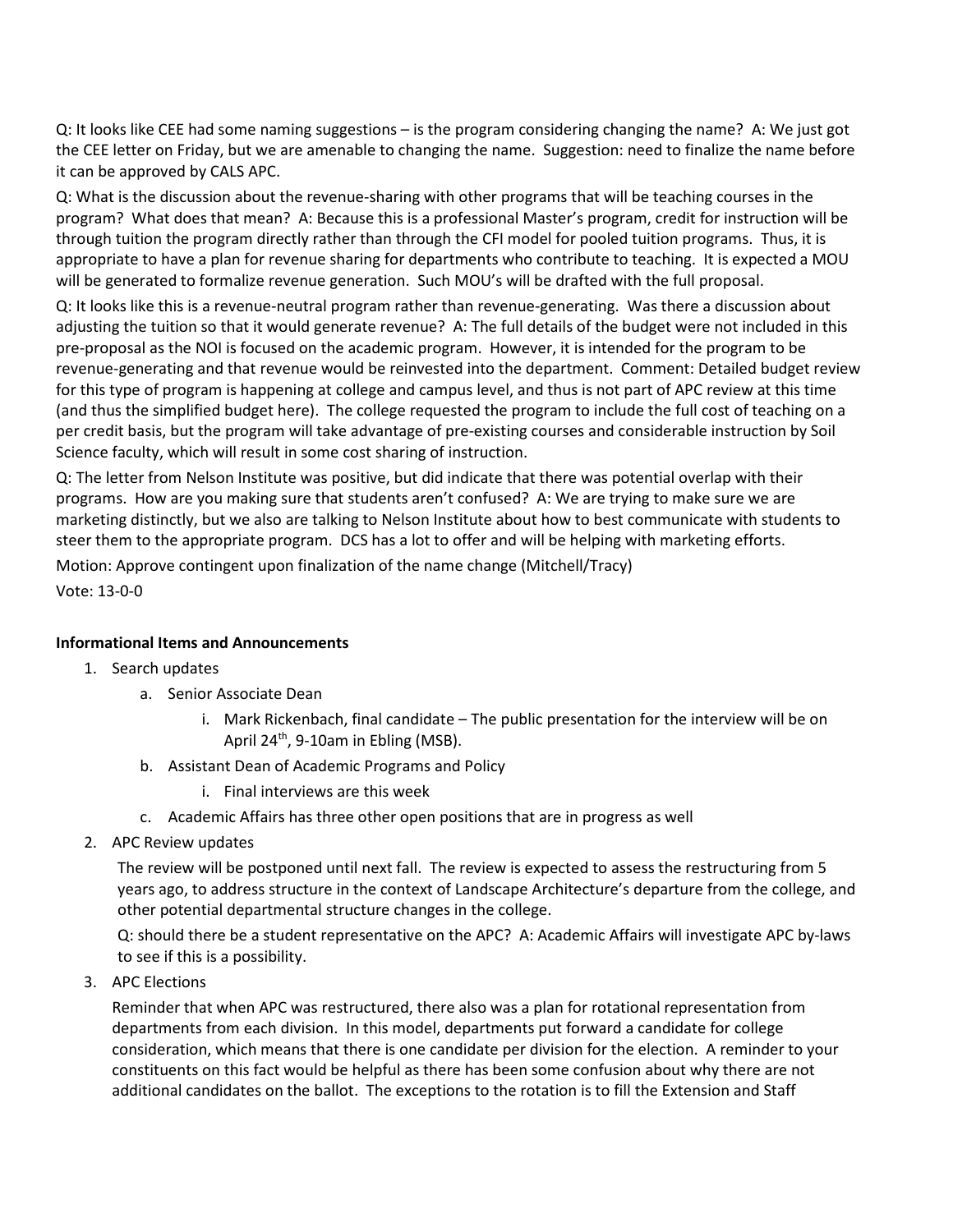Q: It looks like CEE had some naming suggestions – is the program considering changing the name? A: We just got the CEE letter on Friday, but we are amenable to changing the name. Suggestion: need to finalize the name before it can be approved by CALS APC.

Q: What is the discussion about the revenue-sharing with other programs that will be teaching courses in the program? What does that mean? A: Because this is a professional Master's program, credit for instruction will be through tuition the program directly rather than through the CFI model for pooled tuition programs. Thus, it is appropriate to have a plan for revenue sharing for departments who contribute to teaching. It is expected a MOU will be generated to formalize revenue generation. Such MOU's will be drafted with the full proposal.

Q: It looks like this is a revenue-neutral program rather than revenue-generating. Was there a discussion about adjusting the tuition so that it would generate revenue? A: The full details of the budget were not included in this pre-proposal as the NOI is focused on the academic program. However, it is intended for the program to be revenue-generating and that revenue would be reinvested into the department. Comment: Detailed budget review for this type of program is happening at college and campus level, and thus is not part of APC review at this time (and thus the simplified budget here). The college requested the program to include the full cost of teaching on a per credit basis, but the program will take advantage of pre-existing courses and considerable instruction by Soil Science faculty, which will result in some cost sharing of instruction.

Q: The letter from Nelson Institute was positive, but did indicate that there was potential overlap with their programs. How are you making sure that students aren't confused? A: We are trying to make sure we are marketing distinctly, but we also are talking to Nelson Institute about how to best communicate with students to steer them to the appropriate program. DCS has a lot to offer and will be helping with marketing efforts.

Motion: Approve contingent upon finalization of the name change (Mitchell/Tracy)

Vote: 13-0-0

**Informational Items and Announcements**

1. Search updates
   a. Senior Associate Dean
      i. Mark Rickenbach, final candidate – The public presentation for the interview will be on April 24th, 9-10am in Ebling (MSB).
   b. Assistant Dean of Academic Programs and Policy
      i. Final interviews are this week
   c. Academic Affairs has three other open positions that are in progress as well
2. APC Review updates

   The review will be postponed until next fall. The review is expected to assess the restructuring from 5 years ago, to address structure in the context of Landscape Architecture's departure from the college, and other potential departmental structure changes in the college.

   Q: should there be a student representative on the APC? A: Academic Affairs will investigate APC by-laws to see if this is a possibility.
3. APC Elections

   Reminder that when APC was restructured, there also was a plan for rotational representation from departments from each division. In this model, departments put forward a candidate for college consideration, which means that there is one candidate per division for the election. A reminder to your constituents on this fact would be helpful as there has been some confusion about why there are not additional candidates on the ballot. The exceptions to the rotation is to fill the Extension and Staff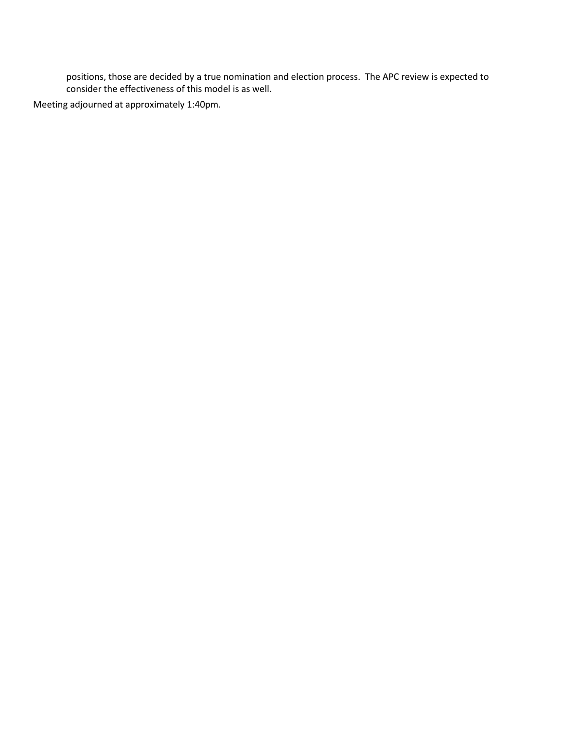positions, those are decided by a true nomination and election process. The APC review is expected to consider the effectiveness of this model is as well.

Meeting adjourned at approximately 1:40pm.